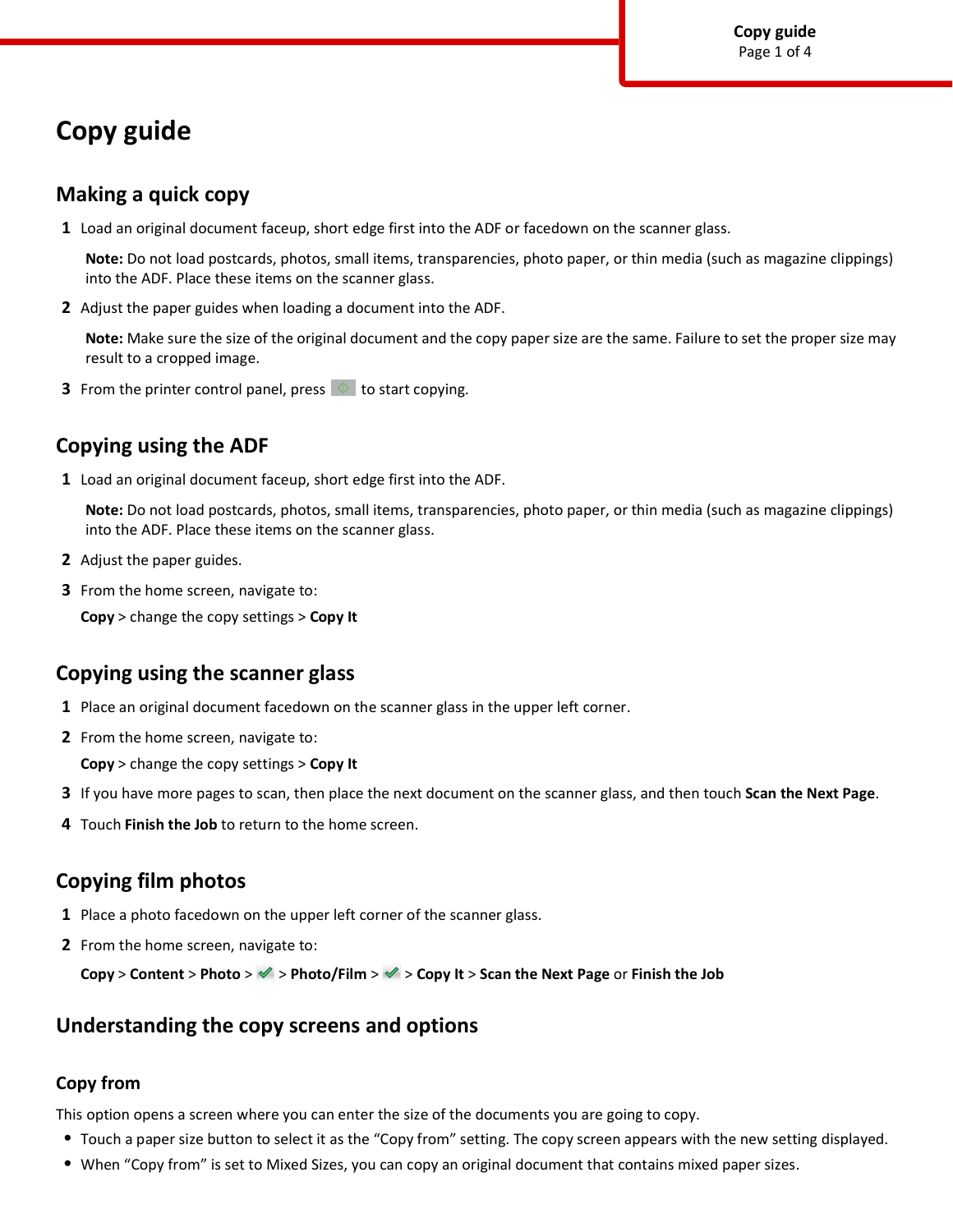# Copy guide

## Making a quick copy

1 Load an original document faceup, short edge first into the ADF or facedown on the scanner glass.

   **Note:** Do not load postcards, photos, small items, transparencies, photo paper, or thin media (such as magazine clippings) into the ADF. Place these items on the scanner glass.

2 Adjust the paper guides when loading a document into the ADF.

   **Note:** Make sure the size of the original document and the copy paper size are the same. Failure to set the proper size may result to a cropped image.

3 From the printer control panel, press  to start copying.

## Copying using the ADF

1 Load an original document faceup, short edge first into the ADF.

   **Note:** Do not load postcards, photos, small items, transparencies, photo paper, or thin media (such as magazine clippings) into the ADF. Place these items on the scanner glass.

2 Adjust the paper guides.

3 From the home screen, navigate to:

   **Copy** > change the copy settings > **Copy It**

## Copying using the scanner glass

1 Place an original document facedown on the scanner glass in the upper left corner.

2 From the home screen, navigate to:

   **Copy** > change the copy settings > **Copy It**

3 If you have more pages to scan, then place the next document on the scanner glass, and then touch **Scan the Next Page**.

4 Touch **Finish the Job** to return to the home screen.

## Copying film photos

1 Place a photo facedown on the upper left corner of the scanner glass.

2 From the home screen, navigate to:

   **Copy** > **Content** > **Photo** > ✓ > **Photo/Film** > ✓ > **Copy It** > **Scan the Next Page** or **Finish the Job**

## Understanding the copy screens and options

### Copy from

This option opens a screen where you can enter the size of the documents you are going to copy.

- Touch a paper size button to select it as the "Copy from" setting. The copy screen appears with the new setting displayed.
- When "Copy from" is set to Mixed Sizes, you can copy an original document that contains mixed paper sizes.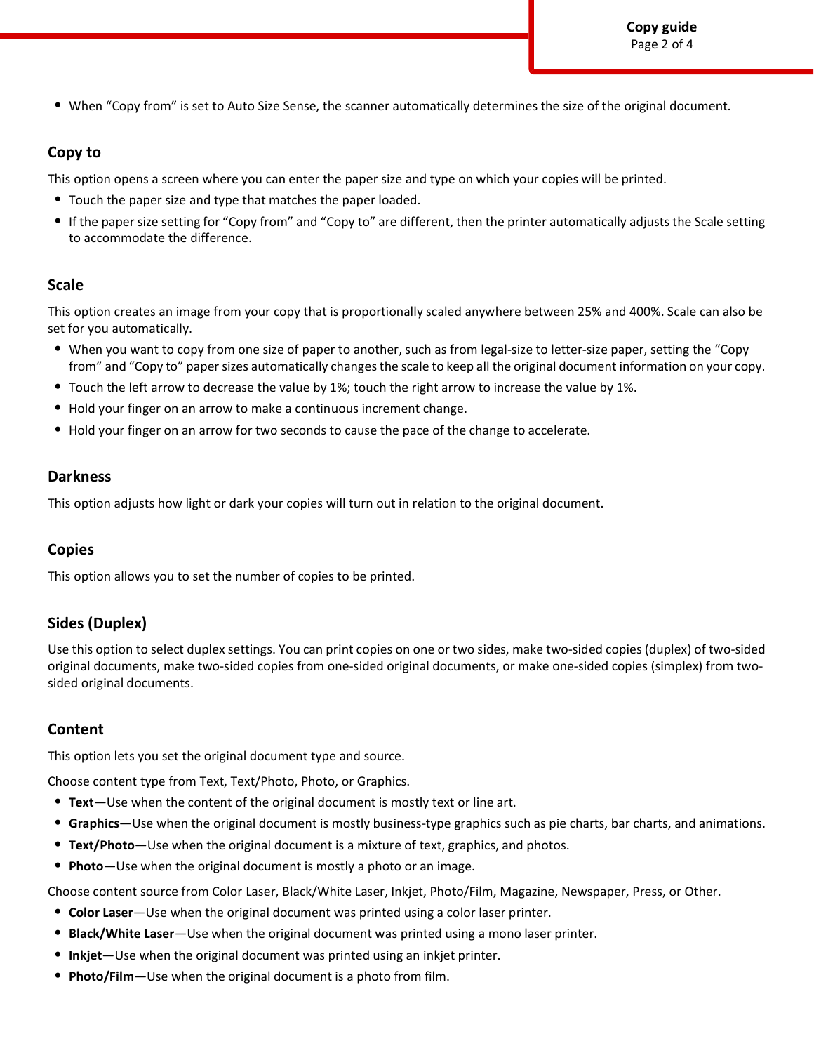- When “Copy from” is set to Auto Size Sense, the scanner automatically determines the size of the original document.

## Copy to

This option opens a screen where you can enter the paper size and type on which your copies will be printed.

- Touch the paper size and type that matches the paper loaded.
- If the paper size setting for “Copy from” and “Copy to” are different, then the printer automatically adjusts the Scale setting to accommodate the difference.

## Scale

This option creates an image from your copy that is proportionally scaled anywhere between 25% and 400%. Scale can also be set for you automatically.

- When you want to copy from one size of paper to another, such as from legal-size to letter-size paper, setting the “Copy from” and “Copy to” paper sizes automatically changes the scale to keep all the original document information on your copy.
- Touch the left arrow to decrease the value by 1%; touch the right arrow to increase the value by 1%.
- Hold your finger on an arrow to make a continuous increment change.
- Hold your finger on an arrow for two seconds to cause the pace of the change to accelerate.

## Darkness

This option adjusts how light or dark your copies will turn out in relation to the original document.

## Copies

This option allows you to set the number of copies to be printed.

## Sides (Duplex)

Use this option to select duplex settings. You can print copies on one or two sides, make two-sided copies (duplex) of two-sided original documents, make two-sided copies from one-sided original documents, or make one-sided copies (simplex) from two-sided original documents.

## Content

This option lets you set the original document type and source.

Choose content type from Text, Text/Photo, Photo, or Graphics.

- **Text**—Use when the content of the original document is mostly text or line art.
- **Graphics**—Use when the original document is mostly business-type graphics such as pie charts, bar charts, and animations.
- **Text/Photo**—Use when the original document is a mixture of text, graphics, and photos.
- **Photo**—Use when the original document is mostly a photo or an image.

Choose content source from Color Laser, Black/White Laser, Inkjet, Photo/Film, Magazine, Newspaper, Press, or Other.

- **Color Laser**—Use when the original document was printed using a color laser printer.
- **Black/White Laser**—Use when the original document was printed using a mono laser printer.
- **Inkjet**—Use when the original document was printed using an inkjet printer.
- **Photo/Film**—Use when the original document is a photo from film.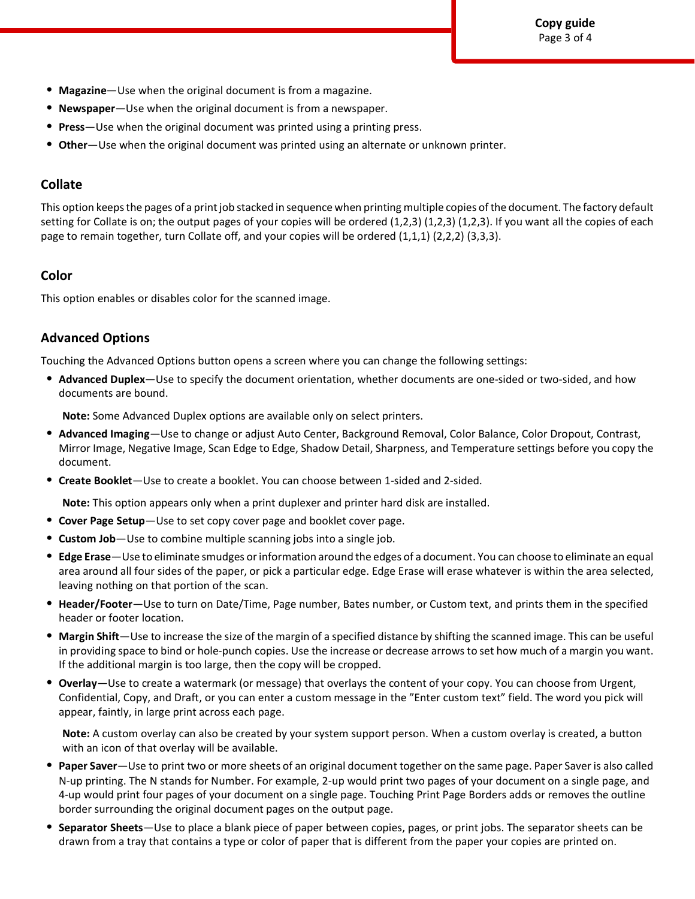- **Magazine**—Use when the original document is from a magazine.
- **Newspaper**—Use when the original document is from a newspaper.
- **Press**—Use when the original document was printed using a printing press.
- **Other**—Use when the original document was printed using an alternate or unknown printer.

## Collate

This option keeps the pages of a print job stacked in sequence when printing multiple copies of the document. The factory default setting for Collate is on; the output pages of your copies will be ordered (1,2,3) (1,2,3) (1,2,3). If you want all the copies of each page to remain together, turn Collate off, and your copies will be ordered (1,1,1) (2,2,2) (3,3,3).

## Color

This option enables or disables color for the scanned image.

## Advanced Options

Touching the Advanced Options button opens a screen where you can change the following settings:

- **Advanced Duplex**—Use to specify the document orientation, whether documents are one-sided or two-sided, and how documents are bound.

  **Note:** Some Advanced Duplex options are available only on select printers.

- **Advanced Imaging**—Use to change or adjust Auto Center, Background Removal, Color Balance, Color Dropout, Contrast, Mirror Image, Negative Image, Scan Edge to Edge, Shadow Detail, Sharpness, and Temperature settings before you copy the document.
- **Create Booklet**—Use to create a booklet. You can choose between 1-sided and 2-sided.

  **Note:** This option appears only when a print duplexer and printer hard disk are installed.

- **Cover Page Setup**—Use to set copy cover page and booklet cover page.
- **Custom Job**—Use to combine multiple scanning jobs into a single job.
- **Edge Erase**—Use to eliminate smudges or information around the edges of a document. You can choose to eliminate an equal area around all four sides of the paper, or pick a particular edge. Edge Erase will erase whatever is within the area selected, leaving nothing on that portion of the scan.
- **Header/Footer**—Use to turn on Date/Time, Page number, Bates number, or Custom text, and prints them in the specified header or footer location.
- **Margin Shift**—Use to increase the size of the margin of a specified distance by shifting the scanned image. This can be useful in providing space to bind or hole-punch copies. Use the increase or decrease arrows to set how much of a margin you want. If the additional margin is too large, then the copy will be cropped.
- **Overlay**—Use to create a watermark (or message) that overlays the content of your copy. You can choose from Urgent, Confidential, Copy, and Draft, or you can enter a custom message in the "Enter custom text" field. The word you pick will appear, faintly, in large print across each page.

  **Note:** A custom overlay can also be created by your system support person. When a custom overlay is created, a button with an icon of that overlay will be available.

- **Paper Saver**—Use to print two or more sheets of an original document together on the same page. Paper Saver is also called N-up printing. The N stands for Number. For example, 2-up would print two pages of your document on a single page, and 4-up would print four pages of your document on a single page. Touching Print Page Borders adds or removes the outline border surrounding the original document pages on the output page.
- **Separator Sheets**—Use to place a blank piece of paper between copies, pages, or print jobs. The separator sheets can be drawn from a tray that contains a type or color of paper that is different from the paper your copies are printed on.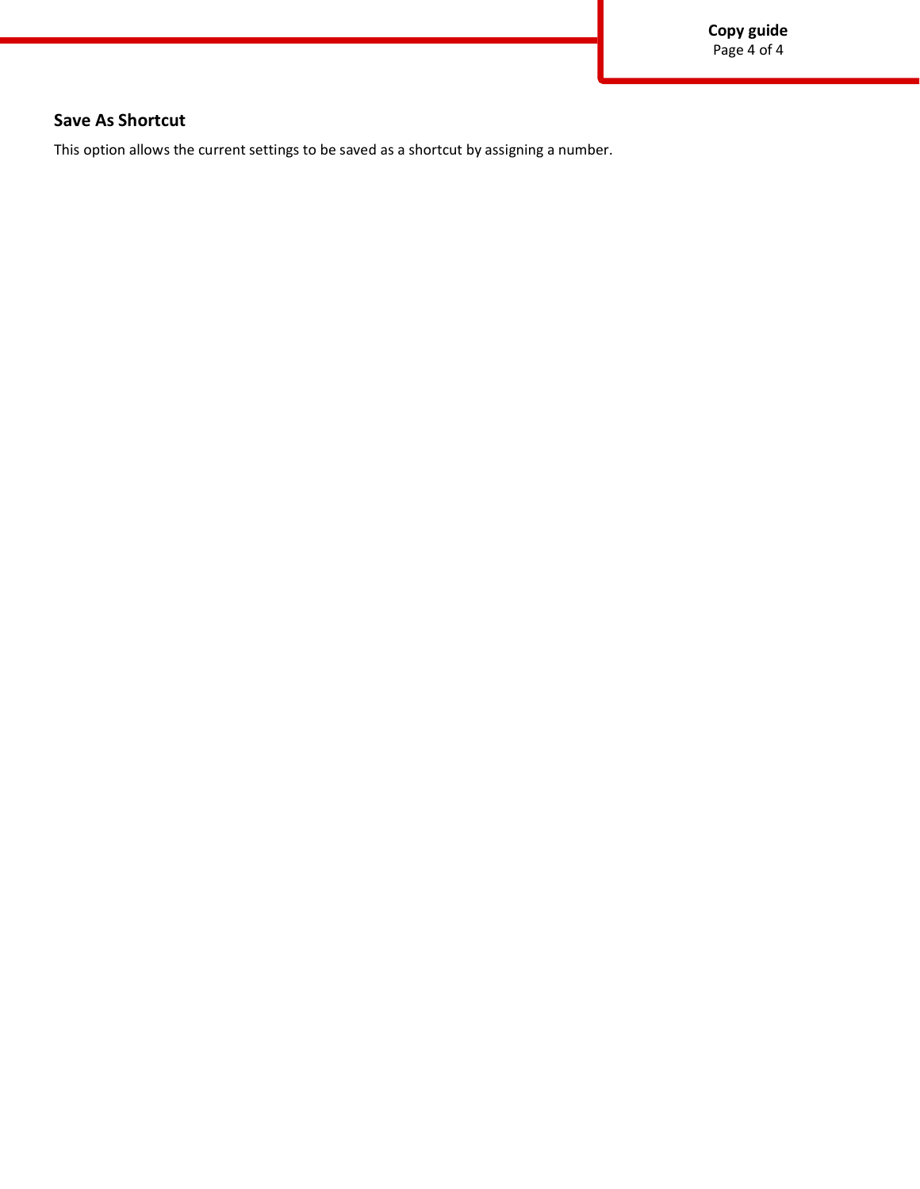### Save As Shortcut

This option allows the current settings to be saved as a shortcut by assigning a number.